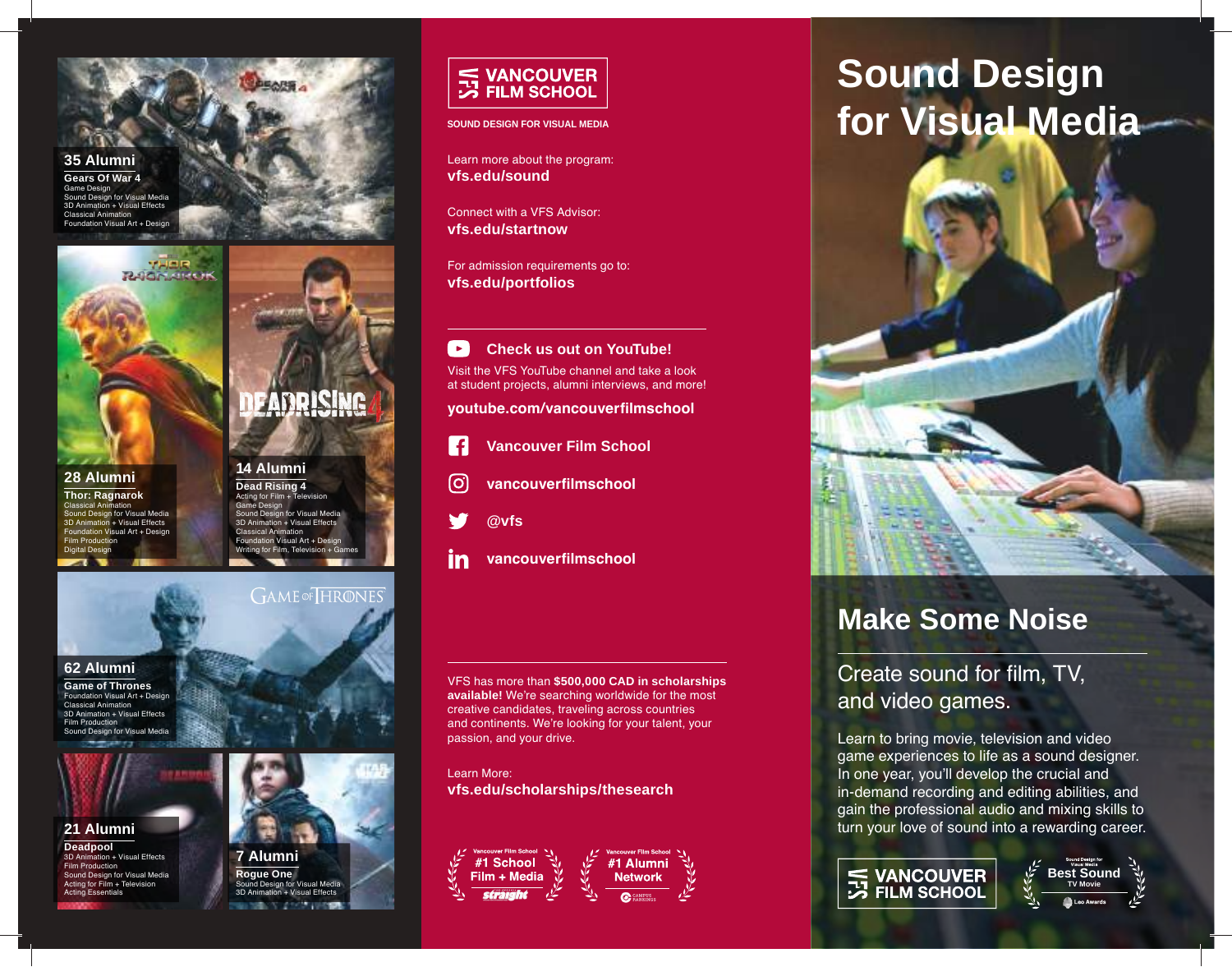## 35 Alumni

**Gears Of War 4**
Game Design
Sound Design for Visual Media
3D Animation + Visual Effects
Classical Animation
Foundation Visual Art + Design

## 28 Alumni

**Thor: Ragnarok**
Classical Animation
Sound Design for Visual Media
3D Animation + Visual Effects
Foundation Visual Art + Design
Film Production
Digital Design

## 14 Alumni

**Dead Rising 4**
Acting for Film + Television
Game Design
Sound Design for Visual Media
3D Animation + Visual Effects
Classical Animation
Foundation Visual Art + Design
Writing for Film, Television + Games

## 62 Alumni

**Game of Thrones**
Foundation Visual Art + Design
Classical Animation
3D Animation + Visual Effects
Film Production
Sound Design for Visual Media

## 21 Alumni

**Deadpool**
3D Animation + Visual Effects
Film Production
Sound Design for Visual Media
Acting for Film + Television
Acting Essentials

## 7 Alumni

**Rogue One**
Sound Design for Visual Media
3D Animation + Visual Effects

---

**VANCOUVER FILM SCHOOL**

**SOUND DESIGN FOR VISUAL MEDIA**

Learn more about the program:
**vfs.edu/sound**

Connect with a VFS Advisor:
**vfs.edu/startnow**

For admission requirements go to:
**vfs.edu/portfolios**

---

**Check us out on YouTube!**

Visit the VFS YouTube channel and take a look at student projects, alumni interviews, and more!

**youtube.com/vancouverfilmschool**

**Vancouver Film School**

**vancouverfilmschool**

**@vfs**

**vancouverfilmschool**

---

VFS has more than **$500,000 CAD in scholarships available!** We're searching worldwide for the most creative candidates, traveling across countries and continents. We're looking for your talent, your passion, and your drive.

Learn More:
**vfs.edu/scholarships/thesearch**

Vancouver Film School **#1 School Film + Media** — straight

Vancouver Film School **#1 Alumni Network** — Campus Rankings

---

# Sound Design for Visual Media

## Make Some Noise

Create sound for film, TV, and video games.

Learn to bring movie, television and video game experiences to life as a sound designer. In one year, you'll develop the crucial and in-demand recording and editing abilities, and gain the professional audio and mixing skills to turn your love of sound into a rewarding career.

**VANCOUVER FILM SCHOOL**

Sound Design for Visual Media — **Best Sound** TV Movie — Leo Awards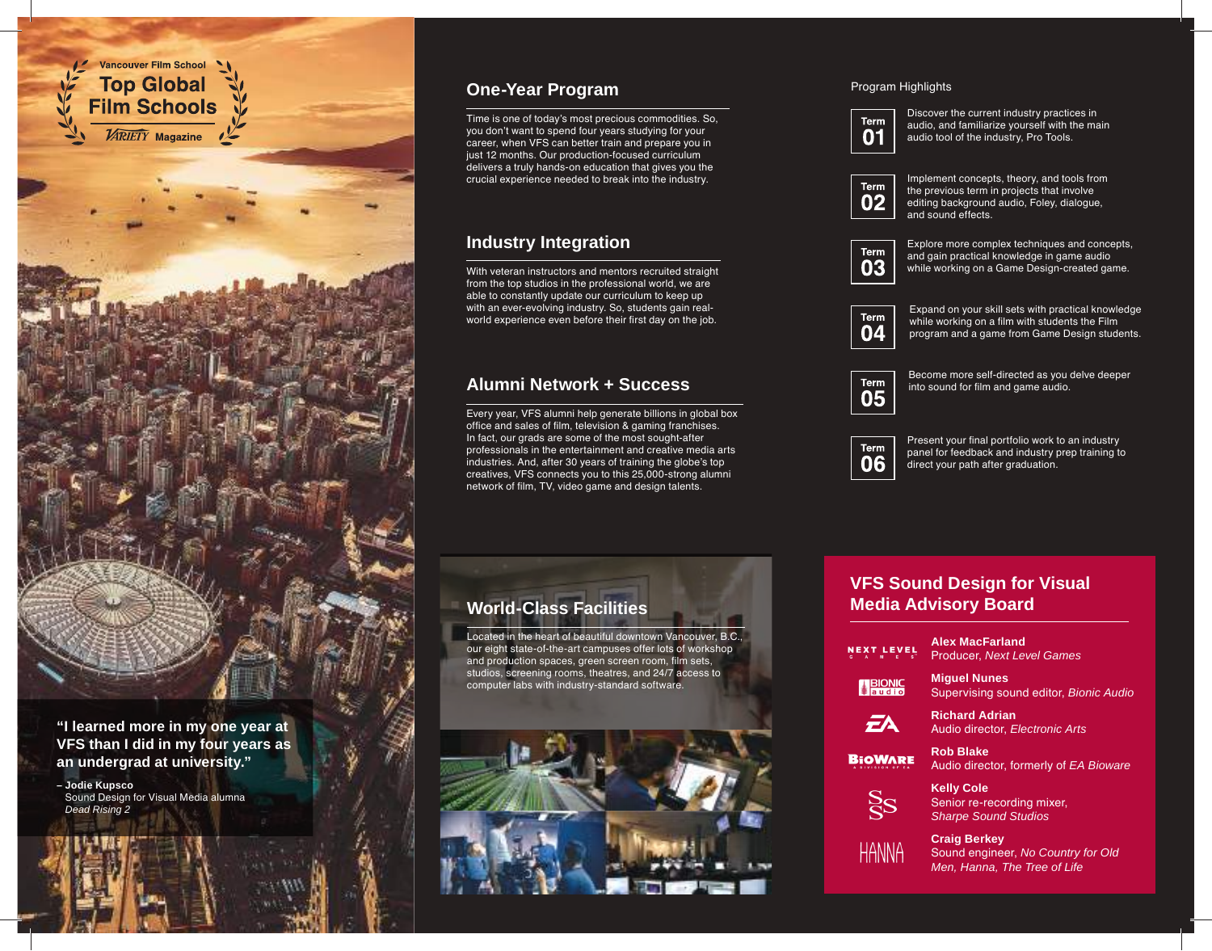Vancouver Film School
**Top Global Film Schools**
*VARIETY* Magazine

**"I learned more in my one year at VFS than I did in my four years as an undergrad at university."**

**– Jodie Kupsco**
Sound Design for Visual Media alumna
*Dead Rising 2*

## One-Year Program

Time is one of today's most precious commodities. So, you don't want to spend four years studying for your career, when VFS can better train and prepare you in just 12 months. Our production-focused curriculum delivers a truly hands-on education that gives you the crucial experience needed to break into the industry.

## Industry Integration

With veteran instructors and mentors recruited straight from the top studios in the professional world, we are able to constantly update our curriculum to keep up with an ever-evolving industry. So, students gain real-world experience even before their first day on the job.

## Alumni Network + Success

Every year, VFS alumni help generate billions in global box office and sales of film, television & gaming franchises. In fact, our grads are some of the most sought-after professionals in the entertainment and creative media arts industries. And, after 30 years of training the globe's top creatives, VFS connects you to this 25,000-strong alumni network of film, TV, video game and design talents.

## World-Class Facilities

Located in the heart of beautiful downtown Vancouver, B.C., our eight state-of-the-art campuses offer lots of workshop and production spaces, green screen room, film sets, studios, screening rooms, theatres, and 24/7 access to computer labs with industry-standard software.

Program Highlights

**Term 01**
Discover the current industry practices in audio, and familiarize yourself with the main audio tool of the industry, Pro Tools.

**Term 02**
Implement concepts, theory, and tools from the previous term in projects that involve editing background audio, Foley, dialogue, and sound effects.

**Term 03**
Explore more complex techniques and concepts, and gain practical knowledge in game audio while working on a Game Design-created game.

**Term 04**
Expand on your skill sets with practical knowledge while working on a film with students the Film program and a game from Game Design students.

**Term 05**
Become more self-directed as you delve deeper into sound for film and game audio.

**Term 06**
Present your final portfolio work to an industry panel for feedback and industry prep training to direct your path after graduation.

## VFS Sound Design for Visual Media Advisory Board

**Alex MacFarland**
Producer, *Next Level Games*

**Miguel Nunes**
Supervising sound editor, *Bionic Audio*

**Richard Adrian**
Audio director, *Electronic Arts*

**Rob Blake**
Audio director, formerly of *EA Bioware*

**Kelly Cole**
Senior re-recording mixer, *Sharpe Sound Studios*

**Craig Berkey**
Sound engineer, *No Country for Old Men, Hanna, The Tree of Life*